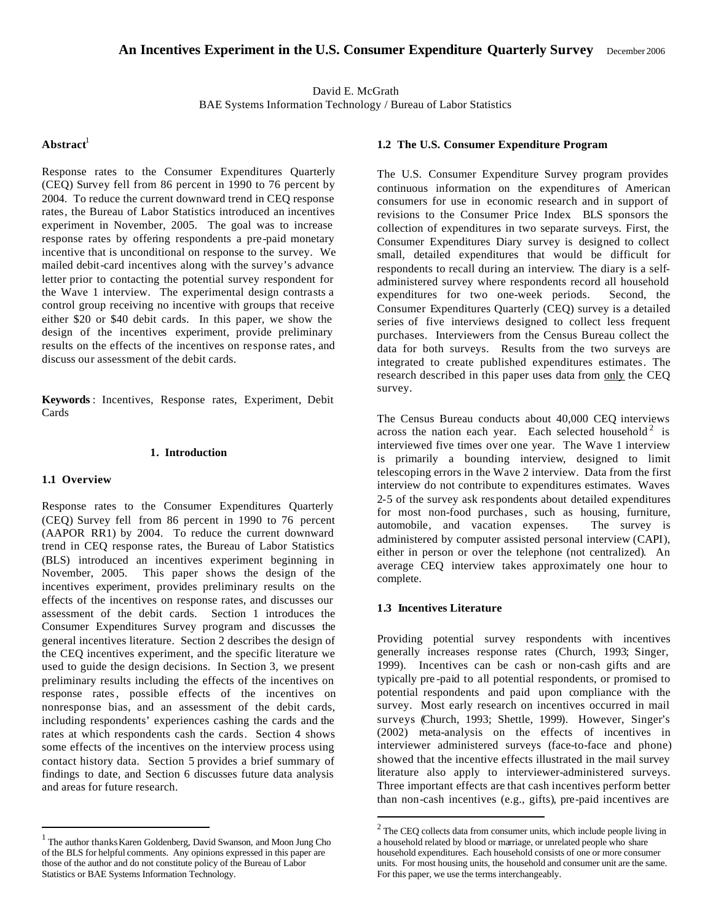# An Incentives Experiment in the U.S. Consumer Expenditure Quarterly Survey

December 2006

David E. McGrath
BAE Systems Information Technology / Bureau of Labor Statistics

**Abstract**[1]

Response rates to the Consumer Expenditures Quarterly (CEQ) Survey fell from 86 percent in 1990 to 76 percent by 2004. To reduce the current downward trend in CEQ response rates, the Bureau of Labor Statistics introduced an incentives experiment in November, 2005. The goal was to increase response rates by offering respondents a pre-paid monetary incentive that is unconditional on response to the survey. We mailed debit-card incentives along with the survey's advance letter prior to contacting the potential survey respondent for the Wave 1 interview. The experimental design contrasts a control group receiving no incentive with groups that receive either \$20 or \$40 debit cards. In this paper, we show the design of the incentives experiment, provide preliminary results on the effects of the incentives on response rates, and discuss our assessment of the debit cards.

**Keywords**: Incentives, Response rates, Experiment, Debit Cards

## 1. Introduction

### 1.1 Overview

Response rates to the Consumer Expenditures Quarterly (CEQ) Survey fell from 86 percent in 1990 to 76 percent (AAPOR RR1) by 2004. To reduce the current downward trend in CEQ response rates, the Bureau of Labor Statistics (BLS) introduced an incentives experiment beginning in November, 2005. This paper shows the design of the incentives experiment, provides preliminary results on the effects of the incentives on response rates, and discusses our assessment of the debit cards. Section 1 introduces the Consumer Expenditures Survey program and discusses the general incentives literature. Section 2 describes the design of the CEQ incentives experiment, and the specific literature we used to guide the design decisions. In Section 3, we present preliminary results including the effects of the incentives on response rates, possible effects of the incentives on nonresponse bias, and an assessment of the debit cards, including respondents' experiences cashing the cards and the rates at which respondents cash the cards. Section 4 shows some effects of the incentives on the interview process using contact history data. Section 5 provides a brief summary of findings to date, and Section 6 discusses future data analysis and areas for future research.

### 1.2 The U.S. Consumer Expenditure Program

The U.S. Consumer Expenditure Survey program provides continuous information on the expenditures of American consumers for use in economic research and in support of revisions to the Consumer Price Index BLS sponsors the collection of expenditures in two separate surveys. First, the Consumer Expenditures Diary survey is designed to collect small, detailed expenditures that would be difficult for respondents to recall during an interview. The diary is a self-administered survey where respondents record all household expenditures for two one-week periods. Second, the Consumer Expenditures Quarterly (CEQ) survey is a detailed series of five interviews designed to collect less frequent purchases. Interviewers from the Census Bureau collect the data for both surveys. Results from the two surveys are integrated to create published expenditures estimates. The research described in this paper uses data from only the CEQ survey.

The Census Bureau conducts about 40,000 CEQ interviews across the nation each year. Each selected household[2] is interviewed five times over one year. The Wave 1 interview is primarily a bounding interview, designed to limit telescoping errors in the Wave 2 interview. Data from the first interview do not contribute to expenditures estimates. Waves 2-5 of the survey ask respondents about detailed expenditures for most non-food purchases, such as housing, furniture, automobile, and vacation expenses. The survey is administered by computer assisted personal interview (CAPI), either in person or over the telephone (not centralized). An average CEQ interview takes approximately one hour to complete.

### 1.3 Incentives Literature

Providing potential survey respondents with incentives generally increases response rates (Church, 1993; Singer, 1999). Incentives can be cash or non-cash gifts and are typically pre-paid to all potential respondents, or promised to potential respondents and paid upon compliance with the survey. Most early research on incentives occurred in mail surveys (Church, 1993; Shettle, 1999). However, Singer's (2002) meta-analysis on the effects of incentives in interviewer administered surveys (face-to-face and phone) showed that the incentive effects illustrated in the mail survey literature also apply to interviewer-administered surveys. Three important effects are that cash incentives perform better than non-cash incentives (e.g., gifts), pre-paid incentives are

---

[1] The author thanks Karen Goldenberg, David Swanson, and Moon Jung Cho of the BLS for helpful comments. Any opinions expressed in this paper are those of the author and do not constitute policy of the Bureau of Labor Statistics or BAE Systems Information Technology.

[2] The CEQ collects data from consumer units, which include people living in a household related by blood or marriage, or unrelated people who share household expenditures. Each household consists of one or more consumer units. For most housing units, the household and consumer unit are the same. For this paper, we use the terms interchangeably.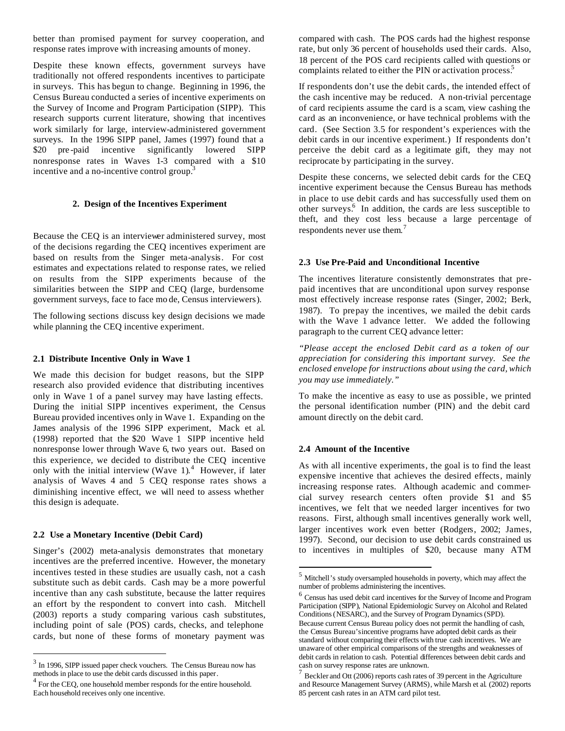better than promised payment for survey cooperation, and response rates improve with increasing amounts of money.

Despite these known effects, government surveys have traditionally not offered respondents incentives to participate in surveys. This has begun to change. Beginning in 1996, the Census Bureau conducted a series of incentive experiments on the Survey of Income and Program Participation (SIPP). This research supports current literature, showing that incentives work similarly for large, interview-administered government surveys. In the 1996 SIPP panel, James (1997) found that a $20 pre-paid incentive significantly lowered SIPP nonresponse rates in Waves 1-3 compared with a $10 incentive and a no-incentive control group.[3]

## 2. Design of the Incentives Experiment

Because the CEQ is an interviewer administered survey, most of the decisions regarding the CEQ incentives experiment are based on results from the Singer meta-analysis. For cost estimates and expectations related to response rates, we relied on results from the SIPP experiments because of the similarities between the SIPP and CEQ (large, burdensome government surveys, face to face mode, Census interviewers).

The following sections discuss key design decisions we made while planning the CEQ incentive experiment.

### 2.1 Distribute Incentive Only in Wave 1

We made this decision for budget reasons, but the SIPP research also provided evidence that distributing incentives only in Wave 1 of a panel survey may have lasting effects. During the initial SIPP incentives experiment, the Census Bureau provided incentives only in Wave 1. Expanding on the James analysis of the 1996 SIPP experiment, Mack et al. (1998) reported that the $20 Wave 1 SIPP incentive held nonresponse lower through Wave 6, two years out. Based on this experience, we decided to distribute the CEQ incentive only with the initial interview (Wave 1).[4] However, if later analysis of Waves 4 and 5 CEQ response rates shows a diminishing incentive effect, we will need to assess whether this design is adequate.

### 2.2 Use a Monetary Incentive (Debit Card)

Singer's (2002) meta-analysis demonstrates that monetary incentives are the preferred incentive. However, the monetary incentives tested in these studies are usually cash, not a cash substitute such as debit cards. Cash may be a more powerful incentive than any cash substitute, because the latter requires an effort by the respondent to convert into cash. Mitchell (2003) reports a study comparing various cash substitutes, including point of sale (POS) cards, checks, and telephone cards, but none of these forms of monetary payment was compared with cash. The POS cards had the highest response rate, but only 36 percent of households used their cards. Also, 18 percent of the POS card recipients called with questions or complaints related to either the PIN or activation process.[5]

If respondents don't use the debit cards, the intended effect of the cash incentive may be reduced. A non-trivial percentage of card recipients assume the card is a scam, view cashing the card as an inconvenience, or have technical problems with the card. (See Section 3.5 for respondent's experiences with the debit cards in our incentive experiment.) If respondents don't perceive the debit card as a legitimate gift, they may not reciprocate by participating in the survey.

Despite these concerns, we selected debit cards for the CEQ incentive experiment because the Census Bureau has methods in place to use debit cards and has successfully used them on other surveys.[6] In addition, the cards are less susceptible to theft, and they cost less because a large percentage of respondents never use them.[7]

### 2.3 Use Pre-Paid and Unconditional Incentive

The incentives literature consistently demonstrates that pre-paid incentives that are unconditional upon survey response most effectively increase response rates (Singer, 2002; Berk, 1987). To prepay the incentives, we mailed the debit cards with the Wave 1 advance letter. We added the following paragraph to the current CEQ advance letter:

*"Please accept the enclosed Debit card as a token of our appreciation for considering this important survey. See the enclosed envelope for instructions about using the card, which you may use immediately."*

To make the incentive as easy to use as possible, we printed the personal identification number (PIN) and the debit card amount directly on the debit card.

### 2.4 Amount of the Incentive

As with all incentive experiments, the goal is to find the least expensive incentive that achieves the desired effects, mainly increasing response rates. Although academic and commercial survey research centers often provide $1 and $5 incentives, we felt that we needed larger incentives for two reasons. First, although small incentives generally work well, larger incentives work even better (Rodgers, 2002; James, 1997). Second, our decision to use debit cards constrained us to incentives in multiples of $20, because many ATM

---

[3] In 1996, SIPP issued paper check vouchers. The Census Bureau now has methods in place to use the debit cards discussed in this paper.

[4] For the CEQ, one household member responds for the entire household. Each household receives only one incentive.

[5] Mitchell's study oversampled households in poverty, which may affect the number of problems administering the incentives.

[6] Census has used debit card incentives for the Survey of Income and Program Participation (SIPP), National Epidemiologic Survey on Alcohol and Related Conditions (NESARC), and the Survey of Program Dynamics (SPD). Because current Census Bureau policy does not permit the handling of cash, the Census Bureau's incentive programs have adopted debit cards as their standard without comparing their effects with true cash incentives. We are unaware of other empirical comparisons of the strengths and weaknesses of debit cards in relation to cash. Potential differences between debit cards and cash on survey response rates are unknown.

[7] Beckler and Ott (2006) reports cash rates of 39 percent in the Agriculture and Resource Management Survey (ARMS), while Marsh et al. (2002) reports 85 percent cash rates in an ATM card pilot test.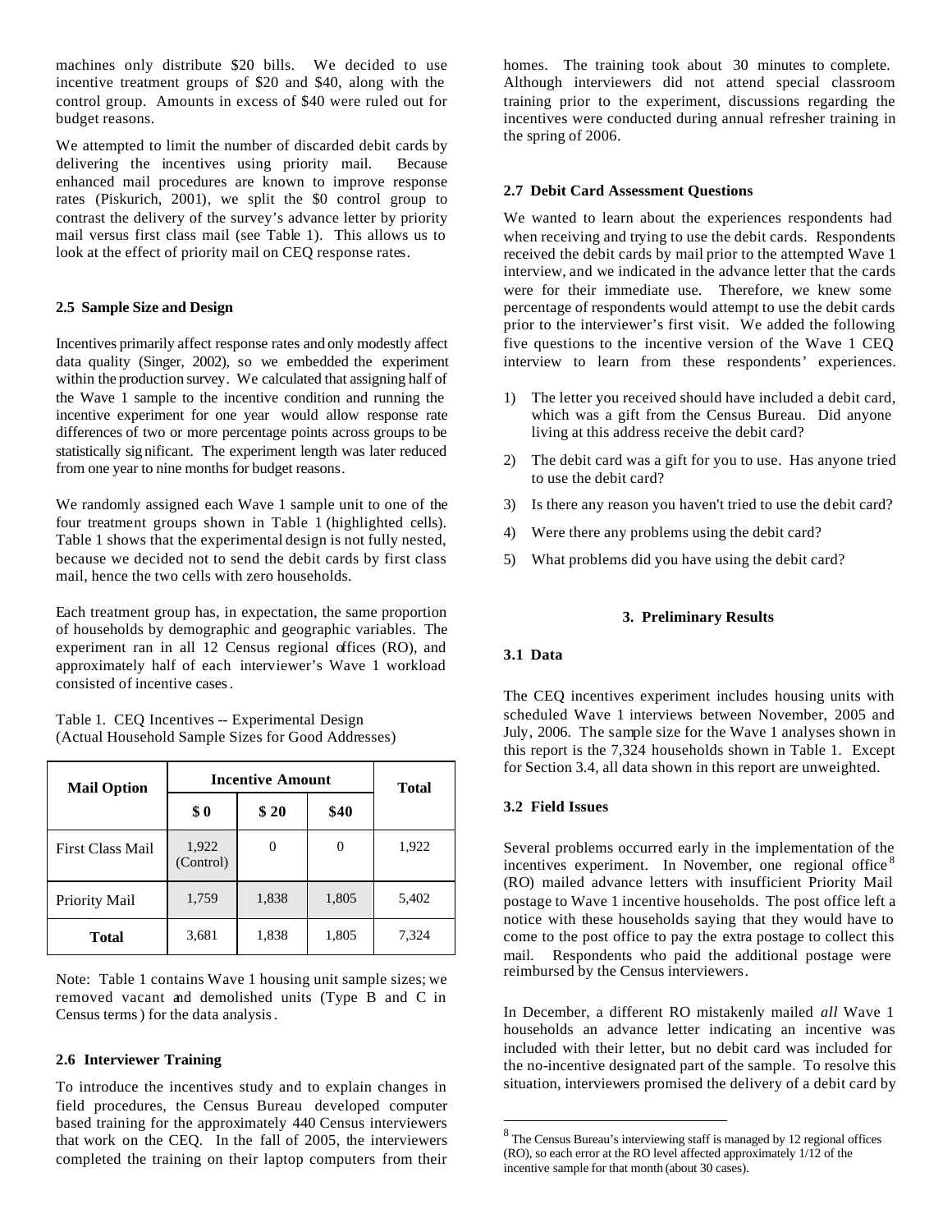machines only distribute $20 bills. We decided to use incentive treatment groups of $20 and $40, along with the control group. Amounts in excess of $40 were ruled out for budget reasons.

We attempted to limit the number of discarded debit cards by delivering the incentives using priority mail. Because enhanced mail procedures are known to improve response rates (Piskurich, 2001), we split the $0 control group to contrast the delivery of the survey's advance letter by priority mail versus first class mail (see Table 1). This allows us to look at the effect of priority mail on CEQ response rates.

### 2.5 Sample Size and Design

Incentives primarily affect response rates and only modestly affect data quality (Singer, 2002), so we embedded the experiment within the production survey. We calculated that assigning half of the Wave 1 sample to the incentive condition and running the incentive experiment for one year would allow response rate differences of two or more percentage points across groups to be statistically significant. The experiment length was later reduced from one year to nine months for budget reasons.

We randomly assigned each Wave 1 sample unit to one of the four treatment groups shown in Table 1 (highlighted cells). Table 1 shows that the experimental design is not fully nested, because we decided not to send the debit cards by first class mail, hence the two cells with zero households.

Each treatment group has, in expectation, the same proportion of households by demographic and geographic variables. The experiment ran in all 12 Census regional offices (RO), and approximately half of each interviewer's Wave 1 workload consisted of incentive cases.

Table 1. CEQ Incentives -- Experimental Design (Actual Household Sample Sizes for Good Addresses)

| Mail Option | Incentive Amount | | | Total |
|---|---|---|---|---|
| | $ 0 | $ 20 | $40 | |
| First Class Mail | 1,922 (Control) | 0 | 0 | 1,922 |
| Priority Mail | 1,759 | 1,838 | 1,805 | 5,402 |
| **Total** | 3,681 | 1,838 | 1,805 | 7,324 |

Note: Table 1 contains Wave 1 housing unit sample sizes; we removed vacant and demolished units (Type B and C in Census terms) for the data analysis.

### 2.6 Interviewer Training

To introduce the incentives study and to explain changes in field procedures, the Census Bureau developed computer based training for the approximately 440 Census interviewers that work on the CEQ. In the fall of 2005, the interviewers completed the training on their laptop computers from their homes. The training took about 30 minutes to complete. Although interviewers did not attend special classroom training prior to the experiment, discussions regarding the incentives were conducted during annual refresher training in the spring of 2006.

### 2.7 Debit Card Assessment Questions

We wanted to learn about the experiences respondents had when receiving and trying to use the debit cards. Respondents received the debit cards by mail prior to the attempted Wave 1 interview, and we indicated in the advance letter that the cards were for their immediate use. Therefore, we knew some percentage of respondents would attempt to use the debit cards prior to the interviewer's first visit. We added the following five questions to the incentive version of the Wave 1 CEQ interview to learn from these respondents' experiences.

1) The letter you received should have included a debit card, which was a gift from the Census Bureau. Did anyone living at this address receive the debit card?
2) The debit card was a gift for you to use. Has anyone tried to use the debit card?
3) Is there any reason you haven't tried to use the debit card?
4) Were there any problems using the debit card?
5) What problems did you have using the debit card?

## 3. Preliminary Results

### 3.1 Data

The CEQ incentives experiment includes housing units with scheduled Wave 1 interviews between November, 2005 and July, 2006. The sample size for the Wave 1 analyses shown in this report is the 7,324 households shown in Table 1. Except for Section 3.4, all data shown in this report are unweighted.

### 3.2 Field Issues

Several problems occurred early in the implementation of the incentives experiment. In November, one regional office[8] (RO) mailed advance letters with insufficient Priority Mail postage to Wave 1 incentive households. The post office left a notice with these households saying that they would have to come to the post office to pay the extra postage to collect this mail. Respondents who paid the additional postage were reimbursed by the Census interviewers.

In December, a different RO mistakenly mailed *all* Wave 1 households an advance letter indicating an incentive was included with their letter, but no debit card was included for the no-incentive designated part of the sample. To resolve this situation, interviewers promised the delivery of a debit card by

[8] The Census Bureau's interviewing staff is managed by 12 regional offices (RO), so each error at the RO level affected approximately 1/12 of the incentive sample for that month (about 30 cases).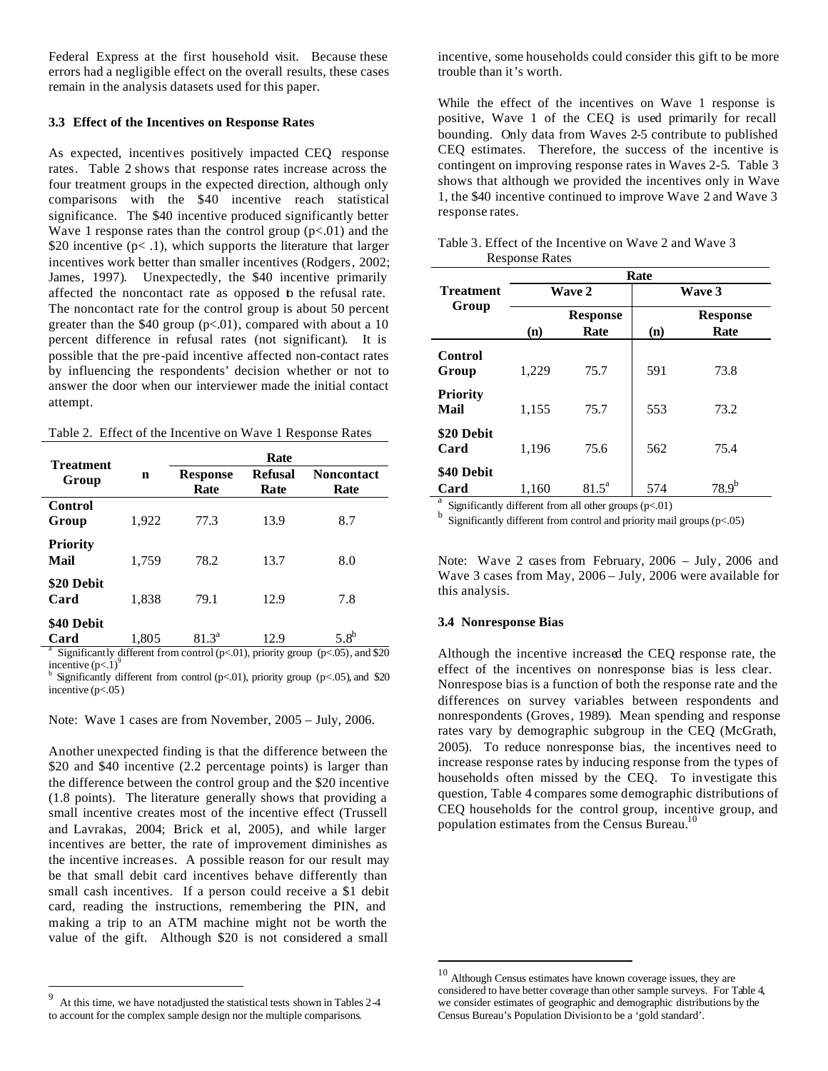Federal Express at the first household visit. Because these errors had a negligible effect on the overall results, these cases remain in the analysis datasets used for this paper.

### 3.3 Effect of the Incentives on Response Rates

As expected, incentives positively impacted CEQ response rates. Table 2 shows that response rates increase across the four treatment groups in the expected direction, although only comparisons with the $40 incentive reach statistical significance. The $40 incentive produced significantly better Wave 1 response rates than the control group ($p<.01$) and the $20 incentive ($p< .1$), which supports the literature that larger incentives work better than smaller incentives (Rodgers, 2002; James, 1997). Unexpectedly, the $40 incentive primarily affected the noncontact rate as opposed to the refusal rate. The noncontact rate for the control group is about 50 percent greater than the $40 group ($p<.01$), compared with about a 10 percent difference in refusal rates (not significant). It is possible that the pre-paid incentive affected non-contact rates by influencing the respondents' decision whether or not to answer the door when our interviewer made the initial contact attempt.

Table 2. Effect of the Incentive on Wave 1 Response Rates

| Treatment Group | n | Rate | | |
|---|---|---|---|---|
| | | Response Rate | Refusal Rate | Noncontact Rate |
| Control Group | 1,922 | 77.3 | 13.9 | 8.7 |
| Priority Mail | 1,759 | 78.2 | 13.7 | 8.0 |
| $20 Debit Card | 1,838 | 79.1 | 12.9 | 7.8 |
| $40 Debit Card | 1,805 | 81.3[a] | 12.9 | 5.8[b] |

[a] Significantly different from control ($p<.01$), priority group ($p<.05$), and $20 incentive ($p<.1$)[9]

[b] Significantly different from control ($p<.01$), priority group ($p<.05$), and $20 incentive ($p<.05$)

Note: Wave 1 cases are from November, 2005 – July, 2006.

Another unexpected finding is that the difference between the $20 and $40 incentive (2.2 percentage points) is larger than the difference between the control group and the $20 incentive (1.8 points). The literature generally shows that providing a small incentive creates most of the incentive effect (Trussell and Lavrakas, 2004; Brick et al, 2005), and while larger incentives are better, the rate of improvement diminishes as the incentive increases. A possible reason for our result may be that small debit card incentives behave differently than small cash incentives. If a person could receive a $1 debit card, reading the instructions, remembering the PIN, and making a trip to an ATM machine might not be worth the value of the gift. Although $20 is not considered a small incentive, some households could consider this gift to be more trouble than it's worth.

While the effect of the incentives on Wave 1 response is positive, Wave 1 of the CEQ is used primarily for recall bounding. Only data from Waves 2-5 contribute to published CEQ estimates. Therefore, the success of the incentive is contingent on improving response rates in Waves 2-5. Table 3 shows that although we provided the incentives only in Wave 1, the $40 incentive continued to improve Wave 2 and Wave 3 response rates.

Table 3. Effect of the Incentive on Wave 2 and Wave 3 Response Rates

| Treatment Group | Rate | | | |
|---|---|---|---|---|
| | Wave 2 | | Wave 3 | |
| | (n) | Response Rate | (n) | Response Rate |
| Control Group | 1,229 | 75.7 | 591 | 73.8 |
| Priority Mail | 1,155 | 75.7 | 553 | 73.2 |
| $20 Debit Card | 1,196 | 75.6 | 562 | 75.4 |
| $40 Debit Card | 1,160 | 81.5[a] | 574 | 78.9[b] |

[a] Significantly different from all other groups ($p<.01$)

[b] Significantly different from control and priority mail groups ($p<.05$)

Note: Wave 2 cases from February, 2006 – July, 2006 and Wave 3 cases from May, 2006 – July, 2006 were available for this analysis.

### 3.4 Nonresponse Bias

Although the incentive increased the CEQ response rate, the effect of the incentives on nonresponse bias is less clear. Nonrespose bias is a function of both the response rate and the differences on survey variables between respondents and nonrespondents (Groves, 1989). Mean spending and response rates vary by demographic subgroup in the CEQ (McGrath, 2005). To reduce nonresponse bias, the incentives need to increase response rates by inducing response from the types of households often missed by the CEQ. To investigate this question, Table 4 compares some demographic distributions of CEQ households for the control group, incentive group, and population estimates from the Census Bureau.[10]

---

[9] At this time, we have not adjusted the statistical tests shown in Tables 2-4 to account for the complex sample design nor the multiple comparisons.

[10] Although Census estimates have known coverage issues, they are considered to have better coverage than other sample surveys. For Table 4, we consider estimates of geographic and demographic distributions by the Census Bureau's Population Division to be a 'gold standard'.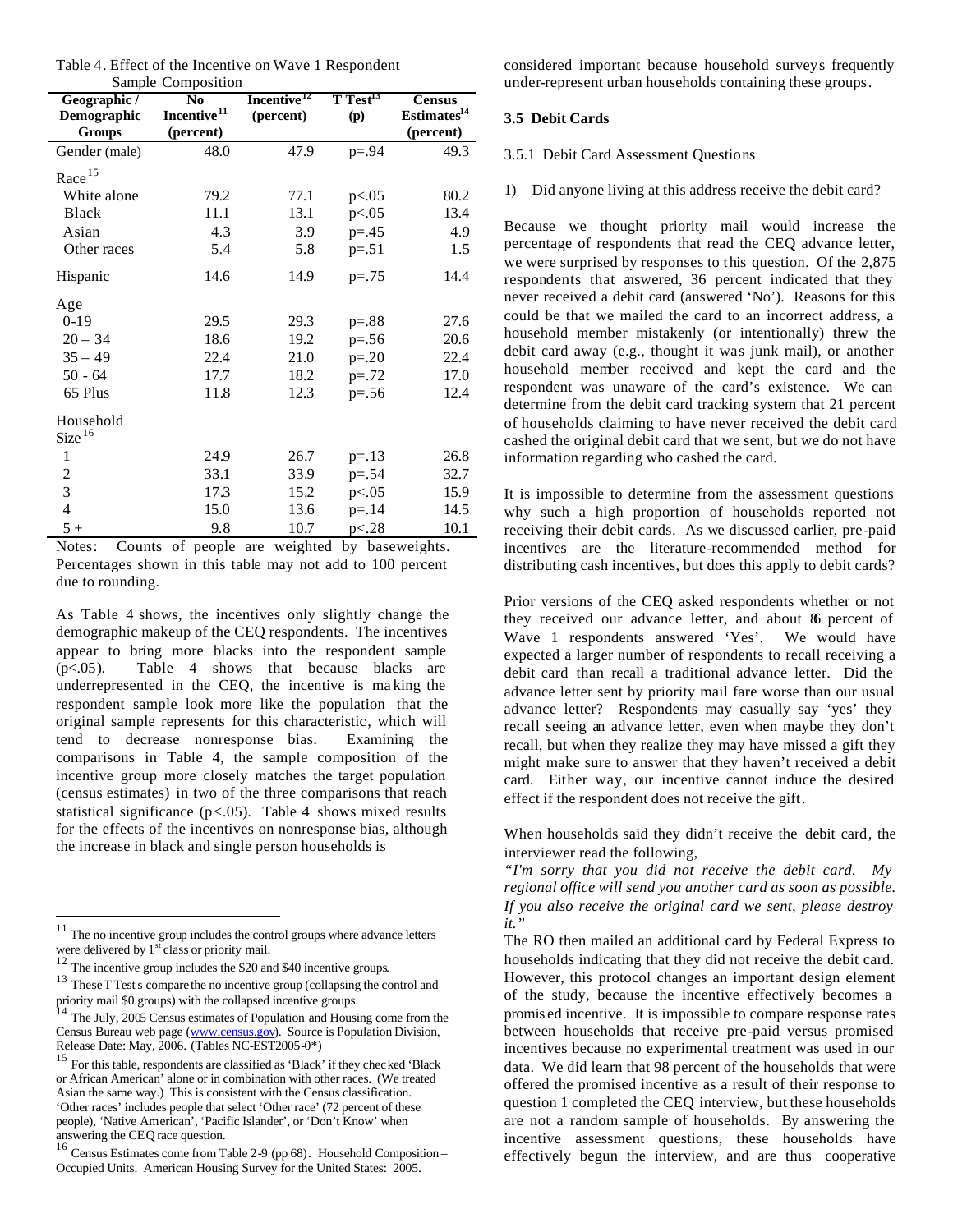Table 4. Effect of the Incentive on Wave 1 Respondent Sample Composition

| Geographic / Demographic Groups | No Incentive[11] (percent) | Incentive[12] (percent) | T Test[13] (p) | Census Estimates[14] (percent) |
|---|---|---|---|---|
| Gender (male) | 48.0 | 47.9 | p=.94 | 49.3 |
| Race[15] | | | | |
| White alone | 79.2 | 77.1 | p<.05 | 80.2 |
| Black | 11.1 | 13.1 | p<.05 | 13.4 |
| Asian | 4.3 | 3.9 | p=.45 | 4.9 |
| Other races | 5.4 | 5.8 | p=.51 | 1.5 |
| Hispanic | 14.6 | 14.9 | p=.75 | 14.4 |
| Age | | | | |
| 0-19 | 29.5 | 29.3 | p=.88 | 27.6 |
| 20 – 34 | 18.6 | 19.2 | p=.56 | 20.6 |
| 35 – 49 | 22.4 | 21.0 | p=.20 | 22.4 |
| 50 - 64 | 17.7 | 18.2 | p=.72 | 17.0 |
| 65 Plus | 11.8 | 12.3 | p=.56 | 12.4 |
| Household Size[16] | | | | |
| 1 | 24.9 | 26.7 | p=.13 | 26.8 |
| 2 | 33.1 | 33.9 | p=.54 | 32.7 |
| 3 | 17.3 | 15.2 | p<.05 | 15.9 |
| 4 | 15.0 | 13.6 | p=.14 | 14.5 |
| 5 + | 9.8 | 10.7 | p<.28 | 10.1 |

Notes: Counts of people are weighted by baseweights. Percentages shown in this table may not add to 100 percent due to rounding.

As Table 4 shows, the incentives only slightly change the demographic makeup of the CEQ respondents. The incentives appear to bring more blacks into the respondent sample ($p<.05$). Table 4 shows that because blacks are underrepresented in the CEQ, the incentive is making the respondent sample look more like the population that the original sample represents for this characteristic, which will tend to decrease nonresponse bias. Examining the comparisons in Table 4, the sample composition of the incentive group more closely matches the target population (census estimates) in two of the three comparisons that reach statistical significance ($p<.05$). Table 4 shows mixed results for the effects of the incentives on nonresponse bias, although the increase in black and single person households is considered important because household surveys frequently under-represent urban households containing these groups.

## 3.5 Debit Cards

### 3.5.1 Debit Card Assessment Questions

1) Did anyone living at this address receive the debit card?

Because we thought priority mail would increase the percentage of respondents that read the CEQ advance letter, we were surprised by responses to this question. Of the 2,875 respondents that answered, 36 percent indicated that they never received a debit card (answered 'No'). Reasons for this could be that we mailed the card to an incorrect address, a household member mistakenly (or intentionally) threw the debit card away (e.g., thought it was junk mail), or another household member received and kept the card and the respondent was unaware of the card's existence. We can determine from the debit card tracking system that 21 percent of households claiming to have never received the debit card cashed the original debit card that we sent, but we do not have information regarding who cashed the card.

It is impossible to determine from the assessment questions why such a high proportion of households reported not receiving their debit cards. As we discussed earlier, pre-paid incentives are the literature-recommended method for distributing cash incentives, but does this apply to debit cards?

Prior versions of the CEQ asked respondents whether or not they received our advance letter, and about 86 percent of Wave 1 respondents answered 'Yes'. We would have expected a larger number of respondents to recall receiving a debit card than recall a traditional advance letter. Did the advance letter sent by priority mail fare worse than our usual advance letter? Respondents may casually say 'yes' they recall seeing an advance letter, even when maybe they don't recall, but when they realize they may have missed a gift they might make sure to answer that they haven't received a debit card. Either way, our incentive cannot induce the desired effect if the respondent does not receive the gift.

When households said they didn't receive the debit card, the interviewer read the following,

*"I'm sorry that you did not receive the debit card. My regional office will send you another card as soon as possible. If you also receive the original card we sent, please destroy it."*

The RO then mailed an additional card by Federal Express to households indicating that they did not receive the debit card. However, this protocol changes an important design element of the study, because the incentive effectively becomes a promised incentive. It is impossible to compare response rates between households that receive pre-paid versus promised incentives because no experimental treatment was used in our data. We did learn that 98 percent of the households that were offered the promised incentive as a result of their response to question 1 completed the CEQ interview, but these households are not a random sample of households. By answering the incentive assessment questions, these households have effectively begun the interview, and are thus cooperative

---

[11] The no incentive group includes the control groups where advance letters were delivered by 1st class or priority mail.

[12] The incentive group includes the $20 and $40 incentive groups.

[13] These T Tests compare the no incentive group (collapsing the control and priority mail $0 groups) with the collapsed incentive groups.

[14] The July, 2005 Census estimates of Population and Housing come from the Census Bureau web page (www.census.gov). Source is Population Division, Release Date: May, 2006. (Tables NC-EST2005-0*)

[15] For this table, respondents are classified as 'Black' if they checked 'Black or African American' alone or in combination with other races. (We treated Asian the same way.) This is consistent with the Census classification. 'Other races' includes people that select 'Other race' (72 percent of these people), 'Native American', 'Pacific Islander', or 'Don't Know' when answering the CEQ race question.

[16] Census Estimates come from Table 2-9 (pp 68). Household Composition – Occupied Units. American Housing Survey for the United States: 2005.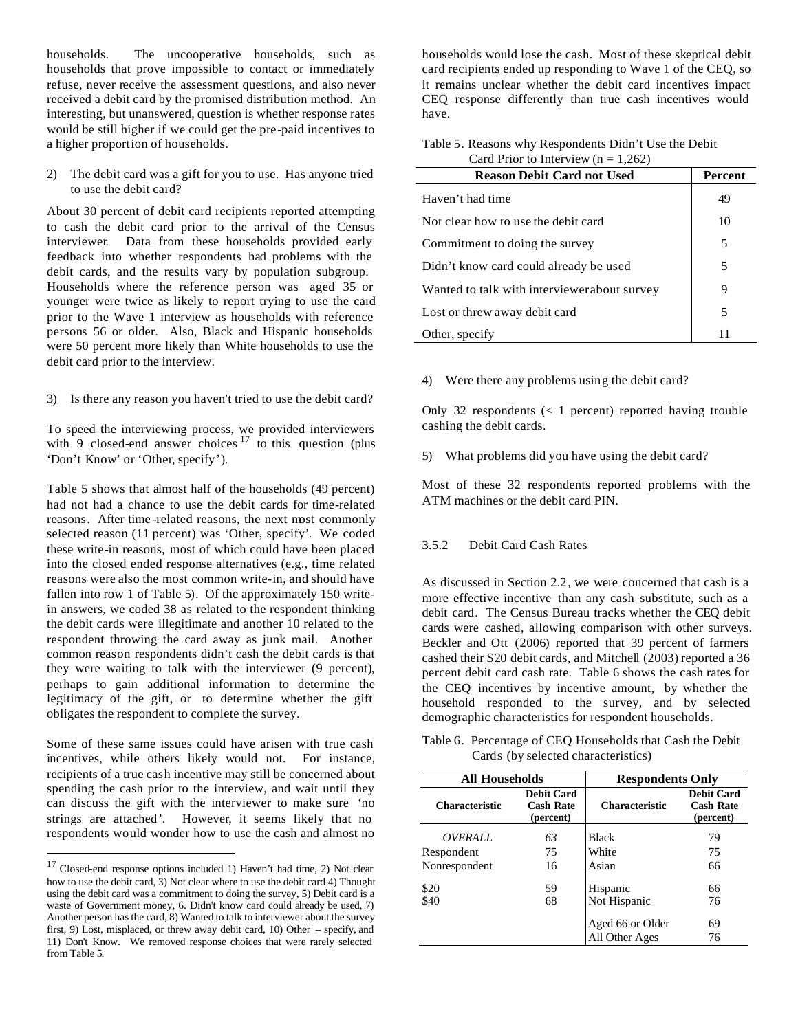households. The uncooperative households, such as households that prove impossible to contact or immediately refuse, never receive the assessment questions, and also never received a debit card by the promised distribution method. An interesting, but unanswered, question is whether response rates would be still higher if we could get the pre-paid incentives to a higher proportion of households.

2) The debit card was a gift for you to use. Has anyone tried to use the debit card?

About 30 percent of debit card recipients reported attempting to cash the debit card prior to the arrival of the Census interviewer. Data from these households provided early feedback into whether respondents had problems with the debit cards, and the results vary by population subgroup. Households where the reference person was aged 35 or younger were twice as likely to report trying to use the card prior to the Wave 1 interview as households with reference persons 56 or older. Also, Black and Hispanic households were 50 percent more likely than White households to use the debit card prior to the interview.

3) Is there any reason you haven't tried to use the debit card?

To speed the interviewing process, we provided interviewers with 9 closed-end answer choices [17] to this question (plus 'Don't Know' or 'Other, specify').

Table 5 shows that almost half of the households (49 percent) had not had a chance to use the debit cards for time-related reasons. After time-related reasons, the next most commonly selected reason (11 percent) was 'Other, specify'. We coded these write-in reasons, most of which could have been placed into the closed ended response alternatives (e.g., time related reasons were also the most common write-in, and should have fallen into row 1 of Table 5). Of the approximately 150 write-in answers, we coded 38 as related to the respondent thinking the debit cards were illegitimate and another 10 related to the respondent throwing the card away as junk mail. Another common reason respondents didn't cash the debit cards is that they were waiting to talk with the interviewer (9 percent), perhaps to gain additional information to determine the legitimacy of the gift, or to determine whether the gift obligates the respondent to complete the survey.

Some of these same issues could have arisen with true cash incentives, while others likely would not. For instance, recipients of a true cash incentive may still be concerned about spending the cash prior to the interview, and wait until they can discuss the gift with the interviewer to make sure 'no strings are attached'. However, it seems likely that no respondents would wonder how to use the cash and almost no households would lose the cash. Most of these skeptical debit card recipients ended up responding to Wave 1 of the CEQ, so it remains unclear whether the debit card incentives impact CEQ response differently than true cash incentives would have.

[17] Closed-end response options included 1) Haven't had time, 2) Not clear how to use the debit card, 3) Not clear where to use the debit card 4) Thought using the debit card was a commitment to doing the survey, 5) Debit card is a waste of Government money, 6. Didn't know card could already be used, 7) Another person has the card, 8) Wanted to talk to interviewer about the survey first, 9) Lost, misplaced, or threw away debit card, 10) Other – specify, and 11) Don't Know. We removed response choices that were rarely selected from Table 5.

Table 5. Reasons why Respondents Didn't Use the Debit Card Prior to Interview (n = 1,262)

| Reason Debit Card not Used | Percent |
|---|---|
| Haven't had time | 49 |
| Not clear how to use the debit card | 10 |
| Commitment to doing the survey | 5 |
| Didn't know card could already be used | 5 |
| Wanted to talk with interviewer about survey | 9 |
| Lost or threw away debit card | 5 |
| Other, specify | 11 |

4) Were there any problems using the debit card?

Only 32 respondents (< 1 percent) reported having trouble cashing the debit cards.

5) What problems did you have using the debit card?

Most of these 32 respondents reported problems with the ATM machines or the debit card PIN.

### 3.5.2 Debit Card Cash Rates

As discussed in Section 2.2, we were concerned that cash is a more effective incentive than any cash substitute, such as a debit card. The Census Bureau tracks whether the CEQ debit cards were cashed, allowing comparison with other surveys. Beckler and Ott (2006) reported that 39 percent of farmers cashed their $20 debit cards, and Mitchell (2003) reported a 36 percent debit card cash rate. Table 6 shows the cash rates for the CEQ incentives by incentive amount, by whether the household responded to the survey, and by selected demographic characteristics for respondent households.

Table 6. Percentage of CEQ Households that Cash the Debit Cards (by selected characteristics)

| All Households | | Respondents Only | |
|---|---|---|---|
| **Characteristic** | **Debit Card Cash Rate (percent)** | **Characteristic** | **Debit Card Cash Rate (percent)** |
| *OVERALL* | *63* | Black | 79 |
| Respondent | 75 | White | 75 |
| Nonrespondent | 16 | Asian | 66 |
| $20 | 59 | Hispanic | 66 |
| $40 | 68 | Not Hispanic | 76 |
| | | Aged 66 or Older | 69 |
| | | All Other Ages | 76 |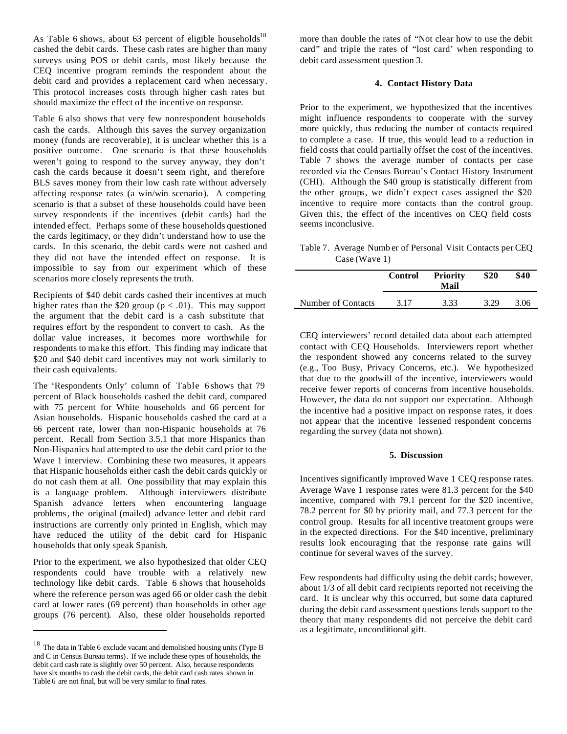As Table 6 shows, about 63 percent of eligible households[18] cashed the debit cards. These cash rates are higher than many surveys using POS or debit cards, most likely because the CEQ incentive program reminds the respondent about the debit card and provides a replacement card when necessary. This protocol increases costs through higher cash rates but should maximize the effect of the incentive on response.

Table 6 also shows that very few nonrespondent households cash the cards. Although this saves the survey organization money (funds are recoverable), it is unclear whether this is a positive outcome. One scenario is that these households weren't going to respond to the survey anyway, they don't cash the cards because it doesn't seem right, and therefore BLS saves money from their low cash rate without adversely affecting response rates (a win/win scenario). A competing scenario is that a subset of these households could have been survey respondents if the incentives (debit cards) had the intended effect. Perhaps some of these households questioned the cards legitimacy, or they didn't understand how to use the cards. In this scenario, the debit cards were not cashed and they did not have the intended effect on response. It is impossible to say from our experiment which of these scenarios more closely represents the truth.

Recipients of $40 debit cards cashed their incentives at much higher rates than the $20 group ($p < .01$). This may support the argument that the debit card is a cash substitute that requires effort by the respondent to convert to cash. As the dollar value increases, it becomes more worthwhile for respondents to make this effort. This finding may indicate that $20 and $40 debit card incentives may not work similarly to their cash equivalents.

The 'Respondents Only' column of Table 6 shows that 79 percent of Black households cashed the debit card, compared with 75 percent for White households and 66 percent for Asian households. Hispanic households cashed the card at a 66 percent rate, lower than non-Hispanic households at 76 percent. Recall from Section 3.5.1 that more Hispanics than Non-Hispanics had attempted to use the debit card prior to the Wave 1 interview. Combining these two measures, it appears that Hispanic households either cash the debit cards quickly or do not cash them at all. One possibility that may explain this is a language problem. Although interviewers distribute Spanish advance letters when encountering language problems, the original (mailed) advance letter and debit card instructions are currently only printed in English, which may have reduced the utility of the debit card for Hispanic households that only speak Spanish.

Prior to the experiment, we also hypothesized that older CEQ respondents could have trouble with a relatively new technology like debit cards. Table 6 shows that households where the reference person was aged 66 or older cash the debit card at lower rates (69 percent) than households in other age groups (76 percent). Also, these older households reported more than double the rates of "Not clear how to use the debit card" and triple the rates of "lost card' when responding to debit card assessment question 3.

[18] The data in Table 6 exclude vacant and demolished housing units (Type B and C in Census Bureau terms). If we include these types of households, the debit card cash rate is slightly over 50 percent. Also, because respondents have six months to cash the debit cards, the debit card cash rates shown in Table 6 are not final, but will be very similar to final rates.

## 4. Contact History Data

Prior to the experiment, we hypothesized that the incentives might influence respondents to cooperate with the survey more quickly, thus reducing the number of contacts required to complete a case. If true, this would lead to a reduction in field costs that could partially offset the cost of the incentives. Table 7 shows the average number of contacts per case recorded via the Census Bureau's Contact History Instrument (CHI). Although the $40 group is statistically different from the other groups, we didn't expect cases assigned the $20 incentive to require more contacts than the control group. Given this, the effect of the incentives on CEQ field costs seems inconclusive.

Table 7. Average Number of Personal Visit Contacts per CEQ Case (Wave 1)

| | Control | Priority Mail | $20 | $40 |
|---|---|---|---|---|
| Number of Contacts | 3.17 | 3.33 | 3.29 | 3.06 |

CEQ interviewers' record detailed data about each attempted contact with CEQ Households. Interviewers report whether the respondent showed any concerns related to the survey (e.g., Too Busy, Privacy Concerns, etc.). We hypothesized that due to the goodwill of the incentive, interviewers would receive fewer reports of concerns from incentive households. However, the data do not support our expectation. Although the incentive had a positive impact on response rates, it does not appear that the incentive lessened respondent concerns regarding the survey (data not shown).

## 5. Discussion

Incentives significantly improved Wave 1 CEQ response rates. Average Wave 1 response rates were 81.3 percent for the $40 incentive, compared with 79.1 percent for the $20 incentive, 78.2 percent for $0 by priority mail, and 77.3 percent for the control group. Results for all incentive treatment groups were in the expected directions. For the $40 incentive, preliminary results look encouraging that the response rate gains will continue for several waves of the survey.

Few respondents had difficulty using the debit cards; however, about 1/3 of all debit card recipients reported not receiving the card. It is unclear why this occurred, but some data captured during the debit card assessment questions lends support to the theory that many respondents did not perceive the debit card as a legitimate, unconditional gift.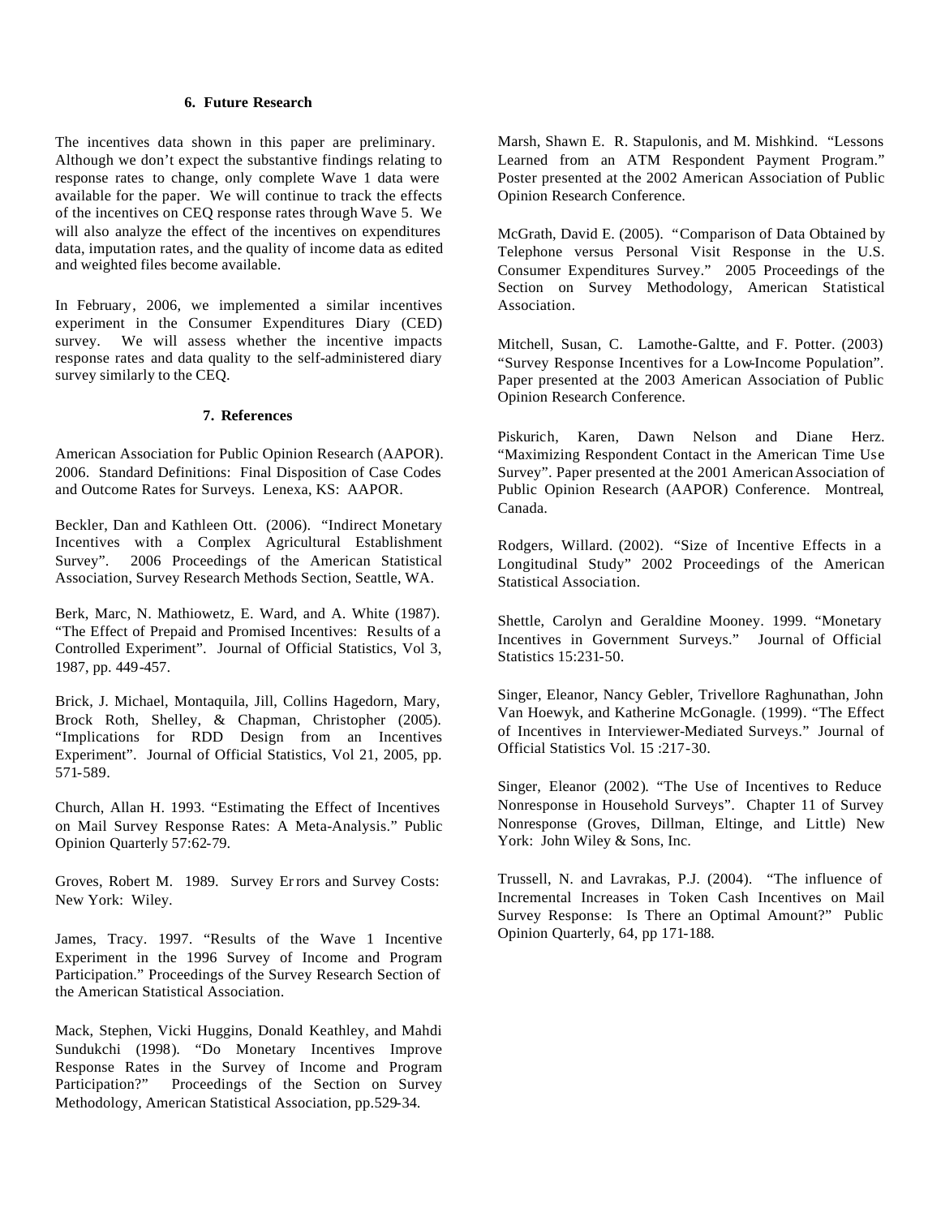## 6. Future Research

The incentives data shown in this paper are preliminary. Although we don't expect the substantive findings relating to response rates to change, only complete Wave 1 data were available for the paper. We will continue to track the effects of the incentives on CEQ response rates through Wave 5. We will also analyze the effect of the incentives on expenditures data, imputation rates, and the quality of income data as edited and weighted files become available.

In February, 2006, we implemented a similar incentives experiment in the Consumer Expenditures Diary (CED) survey. We will assess whether the incentive impacts response rates and data quality to the self-administered diary survey similarly to the CEQ.

## 7. References

American Association for Public Opinion Research (AAPOR). 2006. Standard Definitions: Final Disposition of Case Codes and Outcome Rates for Surveys. Lenexa, KS: AAPOR.

Beckler, Dan and Kathleen Ott. (2006). "Indirect Monetary Incentives with a Complex Agricultural Establishment Survey". 2006 Proceedings of the American Statistical Association, Survey Research Methods Section, Seattle, WA.

Berk, Marc, N. Mathiowetz, E. Ward, and A. White (1987). "The Effect of Prepaid and Promised Incentives: Results of a Controlled Experiment". Journal of Official Statistics, Vol 3, 1987, pp. 449-457.

Brick, J. Michael, Montaquila, Jill, Collins Hagedorn, Mary, Brock Roth, Shelley, & Chapman, Christopher (2005). "Implications for RDD Design from an Incentives Experiment". Journal of Official Statistics, Vol 21, 2005, pp. 571-589.

Church, Allan H. 1993. "Estimating the Effect of Incentives on Mail Survey Response Rates: A Meta-Analysis." Public Opinion Quarterly 57:62-79.

Groves, Robert M. 1989. Survey Errors and Survey Costs: New York: Wiley.

James, Tracy. 1997. "Results of the Wave 1 Incentive Experiment in the 1996 Survey of Income and Program Participation." Proceedings of the Survey Research Section of the American Statistical Association.

Mack, Stephen, Vicki Huggins, Donald Keathley, and Mahdi Sundukchi (1998). "Do Monetary Incentives Improve Response Rates in the Survey of Income and Program Participation?" Proceedings of the Section on Survey Methodology, American Statistical Association, pp.529-34.

Marsh, Shawn E. R. Stapulonis, and M. Mishkind. "Lessons Learned from an ATM Respondent Payment Program." Poster presented at the 2002 American Association of Public Opinion Research Conference.

McGrath, David E. (2005). "Comparison of Data Obtained by Telephone versus Personal Visit Response in the U.S. Consumer Expenditures Survey." 2005 Proceedings of the Section on Survey Methodology, American Statistical Association.

Mitchell, Susan, C. Lamothe-Galtte, and F. Potter. (2003) "Survey Response Incentives for a Low-Income Population". Paper presented at the 2003 American Association of Public Opinion Research Conference.

Piskurich, Karen, Dawn Nelson and Diane Herz. "Maximizing Respondent Contact in the American Time Use Survey". Paper presented at the 2001 American Association of Public Opinion Research (AAPOR) Conference. Montreal, Canada.

Rodgers, Willard. (2002). "Size of Incentive Effects in a Longitudinal Study" 2002 Proceedings of the American Statistical Association.

Shettle, Carolyn and Geraldine Mooney. 1999. "Monetary Incentives in Government Surveys." Journal of Official Statistics 15:231-50.

Singer, Eleanor, Nancy Gebler, Trivellore Raghunathan, John Van Hoewyk, and Katherine McGonagle. (1999). "The Effect of Incentives in Interviewer-Mediated Surveys." Journal of Official Statistics Vol. 15 :217-30.

Singer, Eleanor (2002). "The Use of Incentives to Reduce Nonresponse in Household Surveys". Chapter 11 of Survey Nonresponse (Groves, Dillman, Eltinge, and Little) New York: John Wiley & Sons, Inc.

Trussell, N. and Lavrakas, P.J. (2004). "The influence of Incremental Increases in Token Cash Incentives on Mail Survey Response: Is There an Optimal Amount?" Public Opinion Quarterly, 64, pp 171-188.